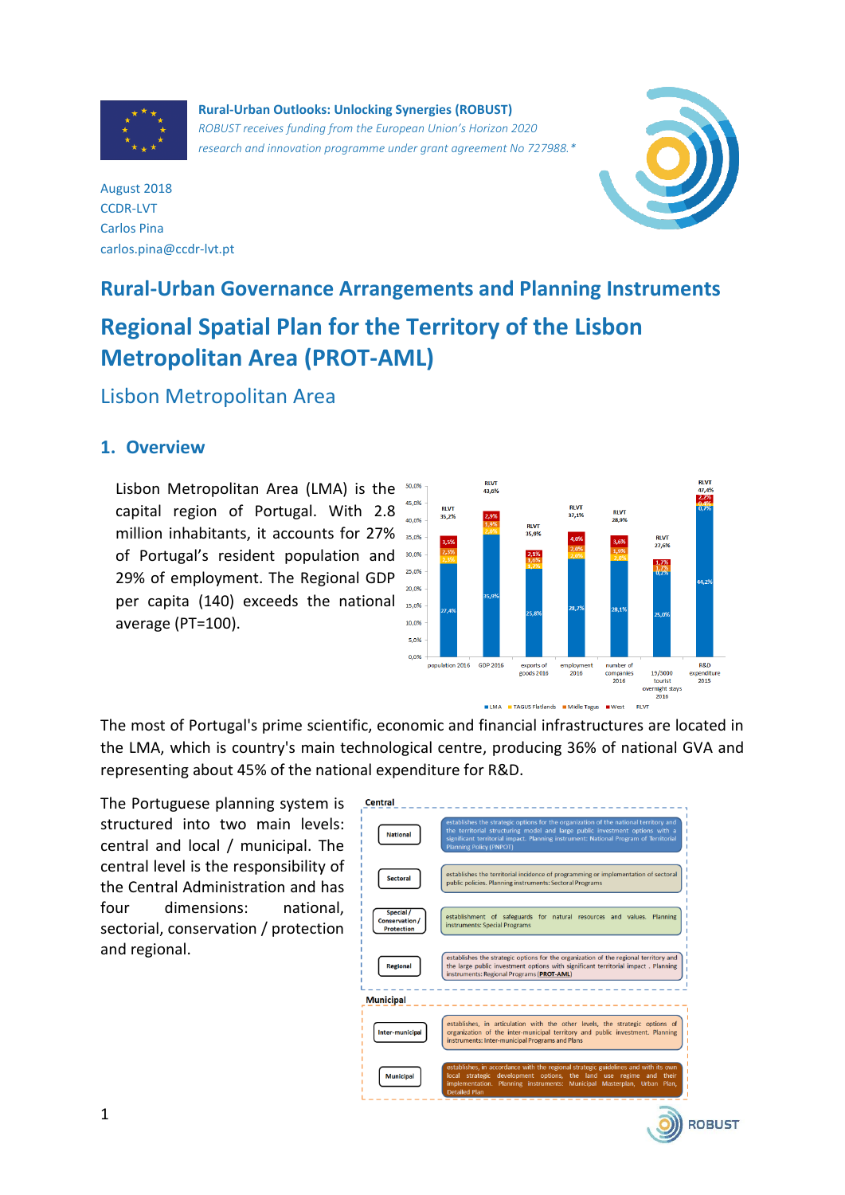**Rural-Urban Outlooks: Unlocking Synergies (ROBUST)**

*ROBUST receives funding from the European Union's Horizon 2020 research and innovation programme under grant agreement No 727988.\**

August 2018
CCDR-LVT
Carlos Pina
carlos.pina@ccdr-lvt.pt

# Rural-Urban Governance Arrangements and Planning Instruments

# Regional Spatial Plan for the Territory of the Lisbon Metropolitan Area (PROT-AML)

## Lisbon Metropolitan Area

## 1. Overview

Lisbon Metropolitan Area (LMA) is the capital region of Portugal. With 2.8 million inhabitants, it accounts for 27% of Portugal's resident population and 29% of employment. The Regional GDP per capita (140) exceeds the national average (PT=100).

The most of Portugal's prime scientific, economic and financial infrastructures are located in the LMA, which is country's main technological centre, producing 36% of national GVA and representing about 45% of the national expenditure for R&D.

The Portuguese planning system is structured into two main levels: central and local / municipal. The central level is the responsibility of the Central Administration and has four dimensions: national, sectorial, conservation / protection and regional.

| Level | Type | Description |
|---|---|---|
| Central | National | establishes the strategic options for the organization of the national territory and the territorial structuring model and large public investment options with a significant territorial impact. Planning instrument: National Program of Territorial Planning Policy (PNPOT) |
| | Sectoral | establishes the territorial incidence of programming or implementation of sectoral public policies. Planning instruments: Sectoral Programs |
| | Special / Conservation / Protection | establishment of safeguards for natural resources and values. Planning instruments: Special Programs |
| | Regional | establishes the strategic options for the organization of the regional territory and the large public investment options with significant territorial impact . Planning instruments: Regional Programs (PROT-AML) |
| Municipal | Inter-municipal | establishes, in articulation with the other levels, the strategic options of organization of the inter-municipal territory and public investment. Planning instruments: Inter-municipal Programs and Plans |
| | Municipal | establishes, in accordance with the regional strategic guidelines and with its own local strategic development options, the land use regime and their implementation. Planning instruments: Municipal Masterplan, Urban Plan, Detailed Plan |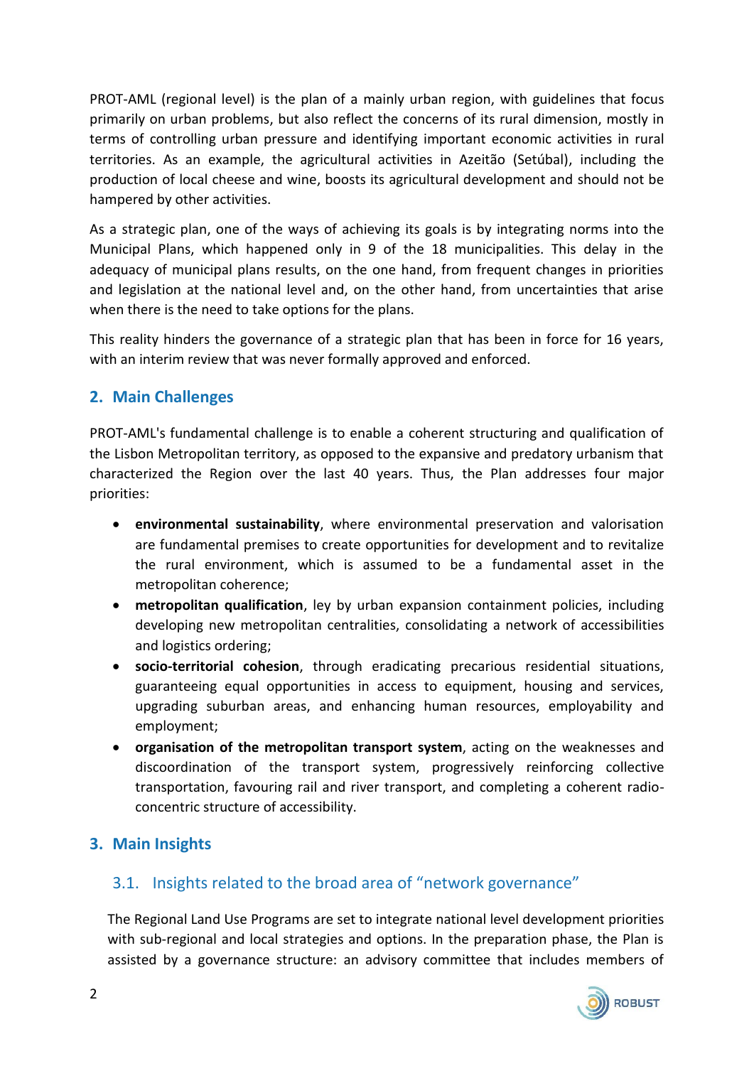PROT-AML (regional level) is the plan of a mainly urban region, with guidelines that focus primarily on urban problems, but also reflect the concerns of its rural dimension, mostly in terms of controlling urban pressure and identifying important economic activities in rural territories. As an example, the agricultural activities in Azeitão (Setúbal), including the production of local cheese and wine, boosts its agricultural development and should not be hampered by other activities.

As a strategic plan, one of the ways of achieving its goals is by integrating norms into the Municipal Plans, which happened only in 9 of the 18 municipalities. This delay in the adequacy of municipal plans results, on the one hand, from frequent changes in priorities and legislation at the national level and, on the other hand, from uncertainties that arise when there is the need to take options for the plans.

This reality hinders the governance of a strategic plan that has been in force for 16 years, with an interim review that was never formally approved and enforced.

## 2. Main Challenges

PROT-AML's fundamental challenge is to enable a coherent structuring and qualification of the Lisbon Metropolitan territory, as opposed to the expansive and predatory urbanism that characterized the Region over the last 40 years. Thus, the Plan addresses four major priorities:

- **environmental sustainability**, where environmental preservation and valorisation are fundamental premises to create opportunities for development and to revitalize the rural environment, which is assumed to be a fundamental asset in the metropolitan coherence;
- **metropolitan qualification**, ley by urban expansion containment policies, including developing new metropolitan centralities, consolidating a network of accessibilities and logistics ordering;
- **socio-territorial cohesion**, through eradicating precarious residential situations, guaranteeing equal opportunities in access to equipment, housing and services, upgrading suburban areas, and enhancing human resources, employability and employment;
- **organisation of the metropolitan transport system**, acting on the weaknesses and discoordination of the transport system, progressively reinforcing collective transportation, favouring rail and river transport, and completing a coherent radio-concentric structure of accessibility.

## 3. Main Insights

### 3.1. Insights related to the broad area of "network governance"

The Regional Land Use Programs are set to integrate national level development priorities with sub-regional and local strategies and options. In the preparation phase, the Plan is assisted by a governance structure: an advisory committee that includes members of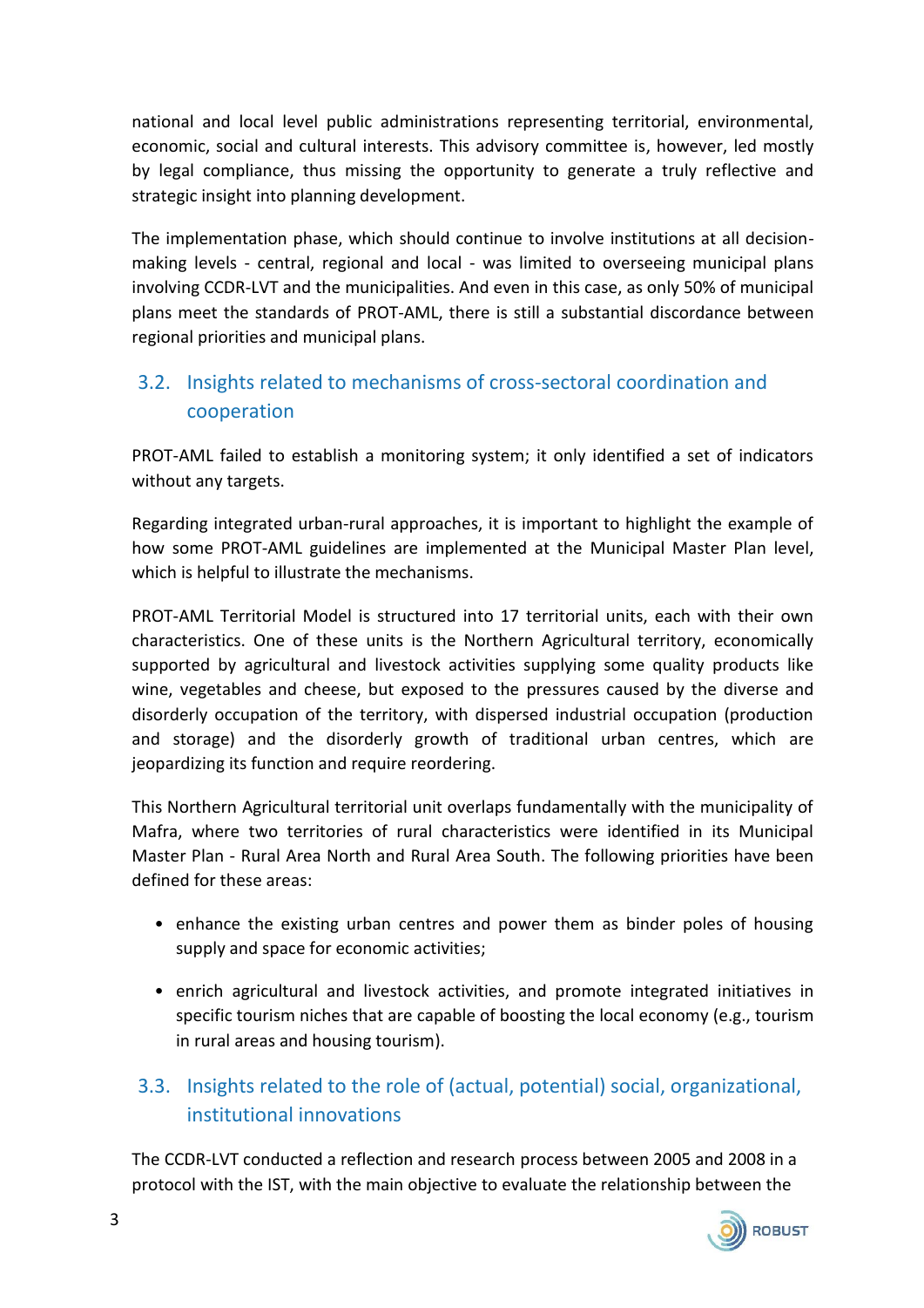national and local level public administrations representing territorial, environmental, economic, social and cultural interests. This advisory committee is, however, led mostly by legal compliance, thus missing the opportunity to generate a truly reflective and strategic insight into planning development.

The implementation phase, which should continue to involve institutions at all decision-making levels - central, regional and local - was limited to overseeing municipal plans involving CCDR-LVT and the municipalities. And even in this case, as only 50% of municipal plans meet the standards of PROT-AML, there is still a substantial discordance between regional priorities and municipal plans.

## 3.2. Insights related to mechanisms of cross-sectoral coordination and cooperation

PROT-AML failed to establish a monitoring system; it only identified a set of indicators without any targets.

Regarding integrated urban-rural approaches, it is important to highlight the example of how some PROT-AML guidelines are implemented at the Municipal Master Plan level, which is helpful to illustrate the mechanisms.

PROT-AML Territorial Model is structured into 17 territorial units, each with their own characteristics. One of these units is the Northern Agricultural territory, economically supported by agricultural and livestock activities supplying some quality products like wine, vegetables and cheese, but exposed to the pressures caused by the diverse and disorderly occupation of the territory, with dispersed industrial occupation (production and storage) and the disorderly growth of traditional urban centres, which are jeopardizing its function and require reordering.

This Northern Agricultural territorial unit overlaps fundamentally with the municipality of Mafra, where two territories of rural characteristics were identified in its Municipal Master Plan - Rural Area North and Rural Area South. The following priorities have been defined for these areas:

- enhance the existing urban centres and power them as binder poles of housing supply and space for economic activities;
- enrich agricultural and livestock activities, and promote integrated initiatives in specific tourism niches that are capable of boosting the local economy (e.g., tourism in rural areas and housing tourism).

## 3.3. Insights related to the role of (actual, potential) social, organizational, institutional innovations

The CCDR-LVT conducted a reflection and research process between 2005 and 2008 in a protocol with the IST, with the main objective to evaluate the relationship between the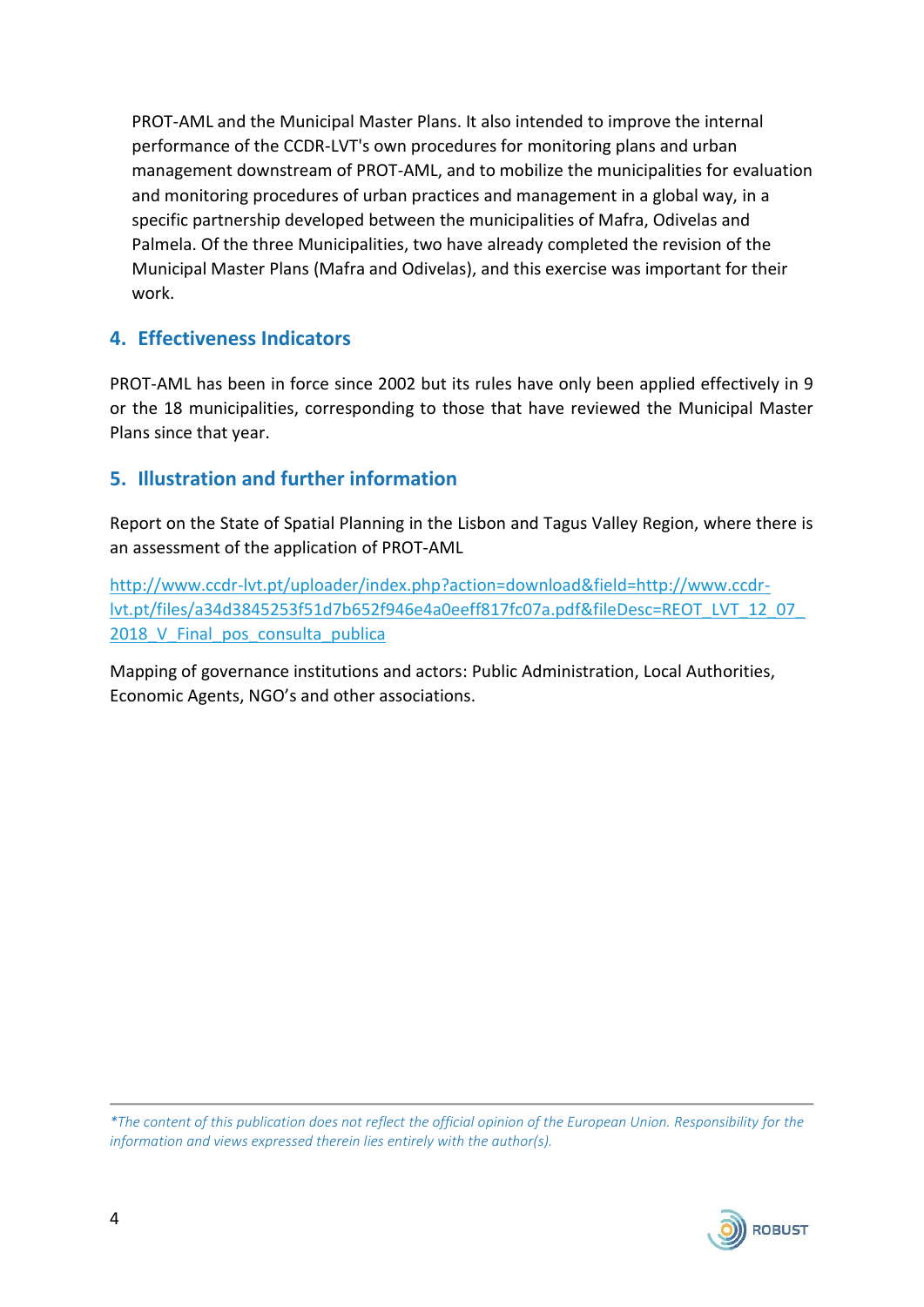PROT-AML and the Municipal Master Plans. It also intended to improve the internal performance of the CCDR-LVT's own procedures for monitoring plans and urban management downstream of PROT-AML, and to mobilize the municipalities for evaluation and monitoring procedures of urban practices and management in a global way, in a specific partnership developed between the municipalities of Mafra, Odivelas and Palmela. Of the three Municipalities, two have already completed the revision of the Municipal Master Plans (Mafra and Odivelas), and this exercise was important for their work.

## 4. Effectiveness Indicators

PROT-AML has been in force since 2002 but its rules have only been applied effectively in 9 or the 18 municipalities, corresponding to those that have reviewed the Municipal Master Plans since that year.

## 5. Illustration and further information

Report on the State of Spatial Planning in the Lisbon and Tagus Valley Region, where there is an assessment of the application of PROT-AML

http://www.ccdr-lvt.pt/uploader/index.php?action=download&field=http://www.ccdr-lvt.pt/files/a34d3845253f51d7b652f946e4a0eeff817fc07a.pdf&fileDesc=REOT_LVT_12_07_2018_V_Final_pos_consulta_publica

Mapping of governance institutions and actors: Public Administration, Local Authorities, Economic Agents, NGO's and other associations.

*\*The content of this publication does not reflect the official opinion of the European Union. Responsibility for the information and views expressed therein lies entirely with the author(s).*